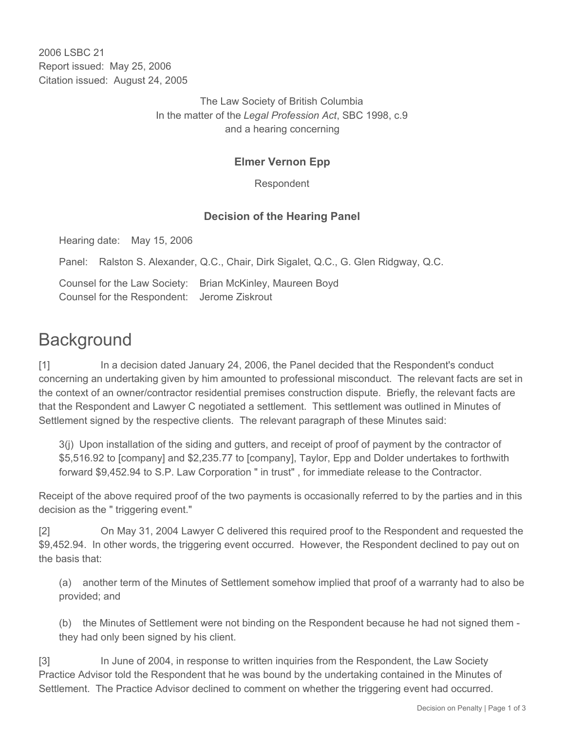2006 LSBC 21
Report issued: May 25, 2006
Citation issued: August 24, 2005

The Law Society of British Columbia
In the matter of the *Legal Profession Act*, SBC 1998, c.9
and a hearing concerning

**Elmer Vernon Epp**

Respondent

**Decision of the Hearing Panel**

Hearing date: May 15, 2006

Panel: Ralston S. Alexander, Q.C., Chair, Dirk Sigalet, Q.C., G. Glen Ridgway, Q.C.

Counsel for the Law Society: Brian McKinley, Maureen Boyd
Counsel for the Respondent: Jerome Ziskrout

# Background

[1] In a decision dated January 24, 2006, the Panel decided that the Respondent's conduct concerning an undertaking given by him amounted to professional misconduct. The relevant facts are set in the context of an owner/contractor residential premises construction dispute. Briefly, the relevant facts are that the Respondent and Lawyer C negotiated a settlement. This settlement was outlined in Minutes of Settlement signed by the respective clients. The relevant paragraph of these Minutes said:

> 3(j) Upon installation of the siding and gutters, and receipt of proof of payment by the contractor of $5,516.92 to [company] and $2,235.77 to [company], Taylor, Epp and Dolder undertakes to forthwith forward $9,452.94 to S.P. Law Corporation " in trust" , for immediate release to the Contractor.

Receipt of the above required proof of the two payments is occasionally referred to by the parties and in this decision as the " triggering event."

[2] On May 31, 2004 Lawyer C delivered this required proof to the Respondent and requested the $9,452.94. In other words, the triggering event occurred. However, the Respondent declined to pay out on the basis that:

> (a) another term of the Minutes of Settlement somehow implied that proof of a warranty had to also be provided; and
>
> (b) the Minutes of Settlement were not binding on the Respondent because he had not signed them - they had only been signed by his client.

[3] In June of 2004, in response to written inquiries from the Respondent, the Law Society Practice Advisor told the Respondent that he was bound by the undertaking contained in the Minutes of Settlement. The Practice Advisor declined to comment on whether the triggering event had occurred.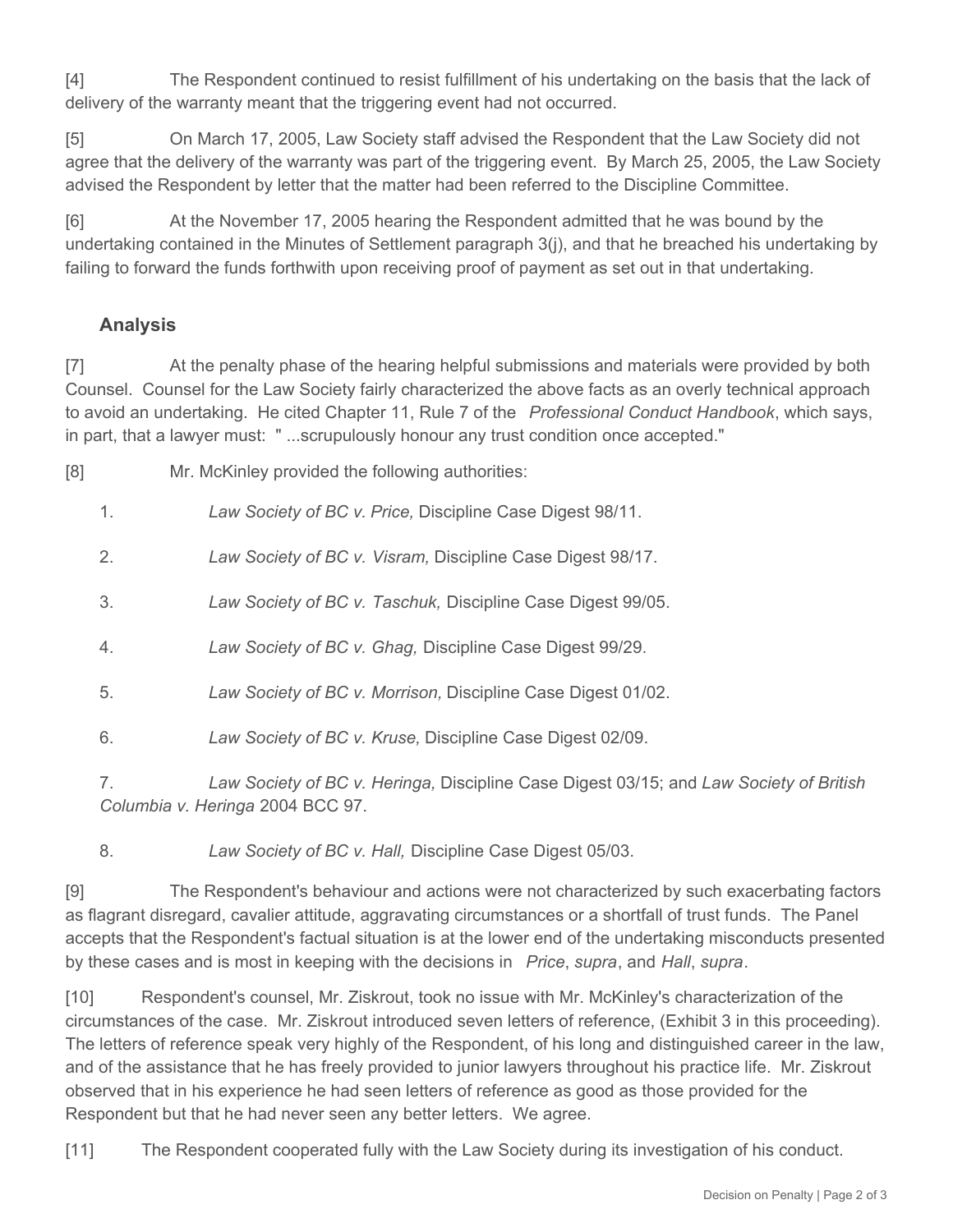[4] The Respondent continued to resist fulfillment of his undertaking on the basis that the lack of delivery of the warranty meant that the triggering event had not occurred.

[5] On March 17, 2005, Law Society staff advised the Respondent that the Law Society did not agree that the delivery of the warranty was part of the triggering event. By March 25, 2005, the Law Society advised the Respondent by letter that the matter had been referred to the Discipline Committee.

[6] At the November 17, 2005 hearing the Respondent admitted that he was bound by the undertaking contained in the Minutes of Settlement paragraph 3(j), and that he breached his undertaking by failing to forward the funds forthwith upon receiving proof of payment as set out in that undertaking.

## Analysis

[7] At the penalty phase of the hearing helpful submissions and materials were provided by both Counsel. Counsel for the Law Society fairly characterized the above facts as an overly technical approach to avoid an undertaking. He cited Chapter 11, Rule 7 of the *Professional Conduct Handbook*, which says, in part, that a lawyer must: " ...scrupulously honour any trust condition once accepted."

[8] Mr. McKinley provided the following authorities:

1. *Law Society of BC v. Price,* Discipline Case Digest 98/11.
2. *Law Society of BC v. Visram,* Discipline Case Digest 98/17.
3. *Law Society of BC v. Taschuk,* Discipline Case Digest 99/05.
4. *Law Society of BC v. Ghag,* Discipline Case Digest 99/29.
5. *Law Society of BC v. Morrison,* Discipline Case Digest 01/02.
6. *Law Society of BC v. Kruse,* Discipline Case Digest 02/09.
7. *Law Society of BC v. Heringa,* Discipline Case Digest 03/15; and *Law Society of British Columbia v. Heringa* 2004 BCC 97.
8. *Law Society of BC v. Hall,* Discipline Case Digest 05/03.

[9] The Respondent's behaviour and actions were not characterized by such exacerbating factors as flagrant disregard, cavalier attitude, aggravating circumstances or a shortfall of trust funds. The Panel accepts that the Respondent's factual situation is at the lower end of the undertaking misconducts presented by these cases and is most in keeping with the decisions in *Price*, *supra*, and *Hall*, *supra*.

[10] Respondent's counsel, Mr. Ziskrout, took no issue with Mr. McKinley's characterization of the circumstances of the case. Mr. Ziskrout introduced seven letters of reference, (Exhibit 3 in this proceeding). The letters of reference speak very highly of the Respondent, of his long and distinguished career in the law, and of the assistance that he has freely provided to junior lawyers throughout his practice life. Mr. Ziskrout observed that in his experience he had seen letters of reference as good as those provided for the Respondent but that he had never seen any better letters. We agree.

[11] The Respondent cooperated fully with the Law Society during its investigation of his conduct.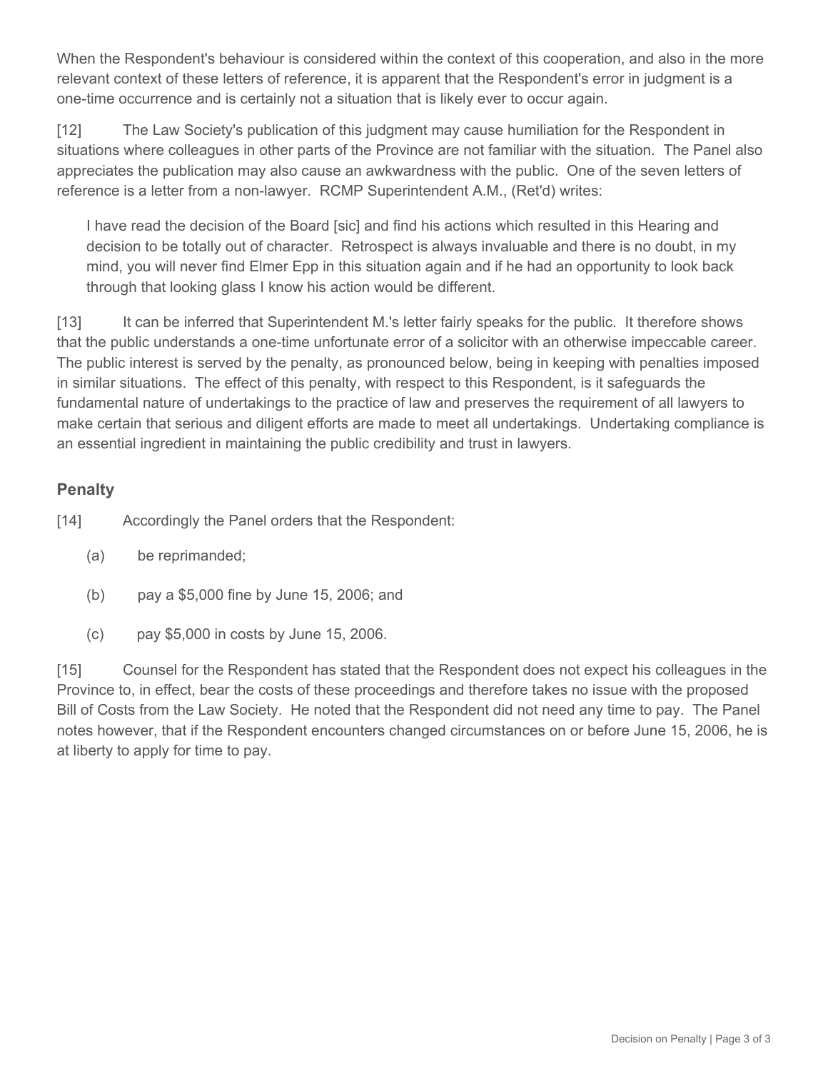When the Respondent's behaviour is considered within the context of this cooperation, and also in the more relevant context of these letters of reference, it is apparent that the Respondent's error in judgment is a one-time occurrence and is certainly not a situation that is likely ever to occur again.

[12] The Law Society's publication of this judgment may cause humiliation for the Respondent in situations where colleagues in other parts of the Province are not familiar with the situation. The Panel also appreciates the publication may also cause an awkwardness with the public. One of the seven letters of reference is a letter from a non-lawyer. RCMP Superintendent A.M., (Ret'd) writes:

> I have read the decision of the Board [sic] and find his actions which resulted in this Hearing and decision to be totally out of character. Retrospect is always invaluable and there is no doubt, in my mind, you will never find Elmer Epp in this situation again and if he had an opportunity to look back through that looking glass I know his action would be different.

[13] It can be inferred that Superintendent M.'s letter fairly speaks for the public. It therefore shows that the public understands a one-time unfortunate error of a solicitor with an otherwise impeccable career. The public interest is served by the penalty, as pronounced below, being in keeping with penalties imposed in similar situations. The effect of this penalty, with respect to this Respondent, is it safeguards the fundamental nature of undertakings to the practice of law and preserves the requirement of all lawyers to make certain that serious and diligent efforts are made to meet all undertakings. Undertaking compliance is an essential ingredient in maintaining the public credibility and trust in lawyers.

## Penalty

[14] Accordingly the Panel orders that the Respondent:

(a) be reprimanded;

(b) pay a $5,000 fine by June 15, 2006; and

(c) pay $5,000 in costs by June 15, 2006.

[15] Counsel for the Respondent has stated that the Respondent does not expect his colleagues in the Province to, in effect, bear the costs of these proceedings and therefore takes no issue with the proposed Bill of Costs from the Law Society. He noted that the Respondent did not need any time to pay. The Panel notes however, that if the Respondent encounters changed circumstances on or before June 15, 2006, he is at liberty to apply for time to pay.